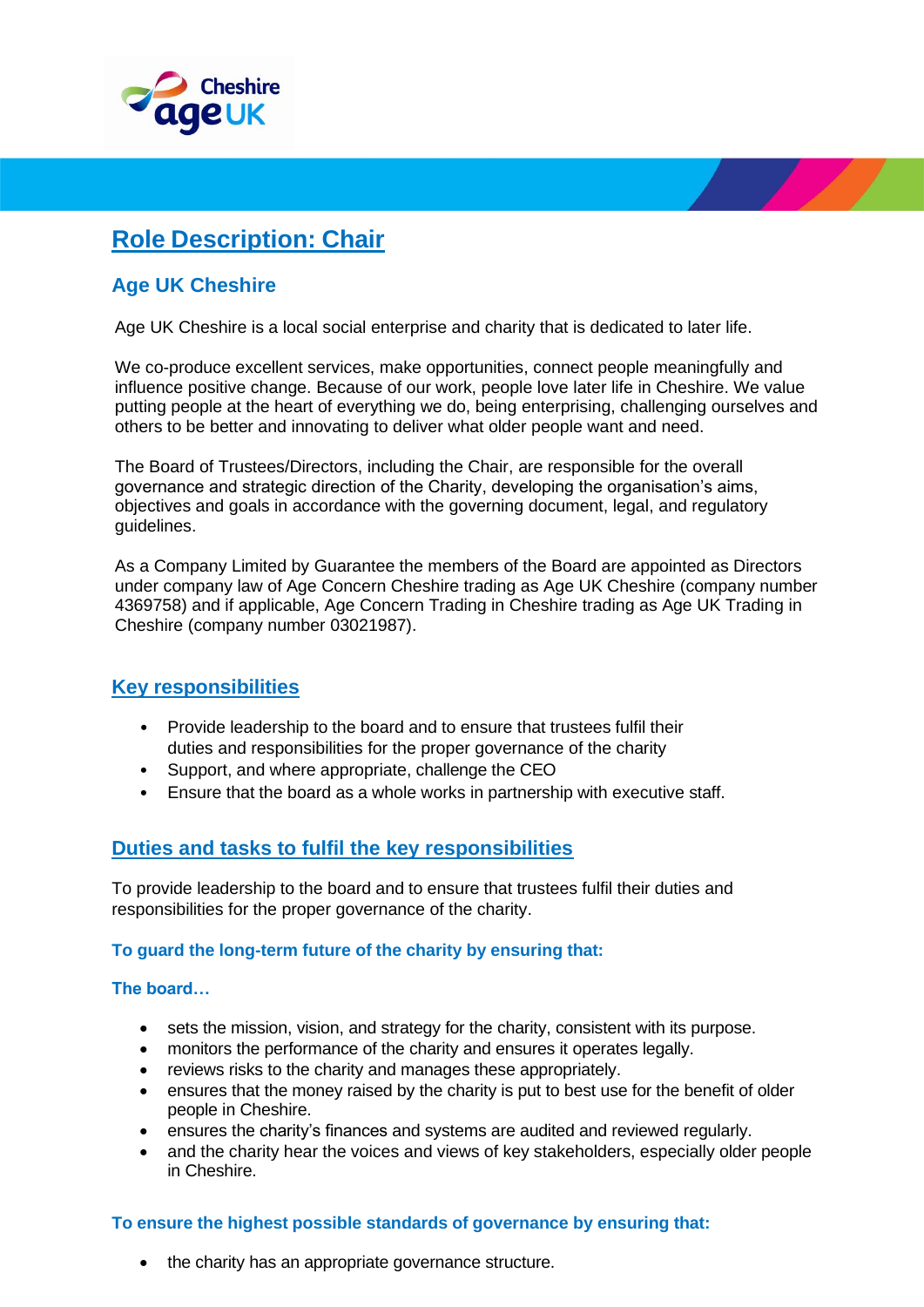# Role Description: Chair

## Age UK Cheshire

Age UK Cheshire is a local social enterprise and charity that is dedicated to later life.

We co-produce excellent services, make opportunities, connect people meaningfully and influence positive change. Because of our work, people love later life in Cheshire. We value putting people at the heart of everything we do, being enterprising, challenging ourselves and others to be better and innovating to deliver what older people want and need.

The Board of Trustees/Directors, including the Chair, are responsible for the overall governance and strategic direction of the Charity, developing the organisation's aims, objectives and goals in accordance with the governing document, legal, and regulatory guidelines.

As a Company Limited by Guarantee the members of the Board are appointed as Directors under company law of Age Concern Cheshire trading as Age UK Cheshire (company number 4369758) and if applicable, Age Concern Trading in Cheshire trading as Age UK Trading in Cheshire (company number 03021987).

## Key responsibilities

- Provide leadership to the board and to ensure that trustees fulfil their duties and responsibilities for the proper governance of the charity
- Support, and where appropriate, challenge the CEO
- Ensure that the board as a whole works in partnership with executive staff.

## Duties and tasks to fulfil the key responsibilities

To provide leadership to the board and to ensure that trustees fulfil their duties and responsibilities for the proper governance of the charity.

### To guard the long-term future of the charity by ensuring that:

#### The board…

- sets the mission, vision, and strategy for the charity, consistent with its purpose.
- monitors the performance of the charity and ensures it operates legally.
- reviews risks to the charity and manages these appropriately.
- ensures that the money raised by the charity is put to best use for the benefit of older people in Cheshire.
- ensures the charity's finances and systems are audited and reviewed regularly.
- and the charity hear the voices and views of key stakeholders, especially older people in Cheshire.

### To ensure the highest possible standards of governance by ensuring that:

- the charity has an appropriate governance structure.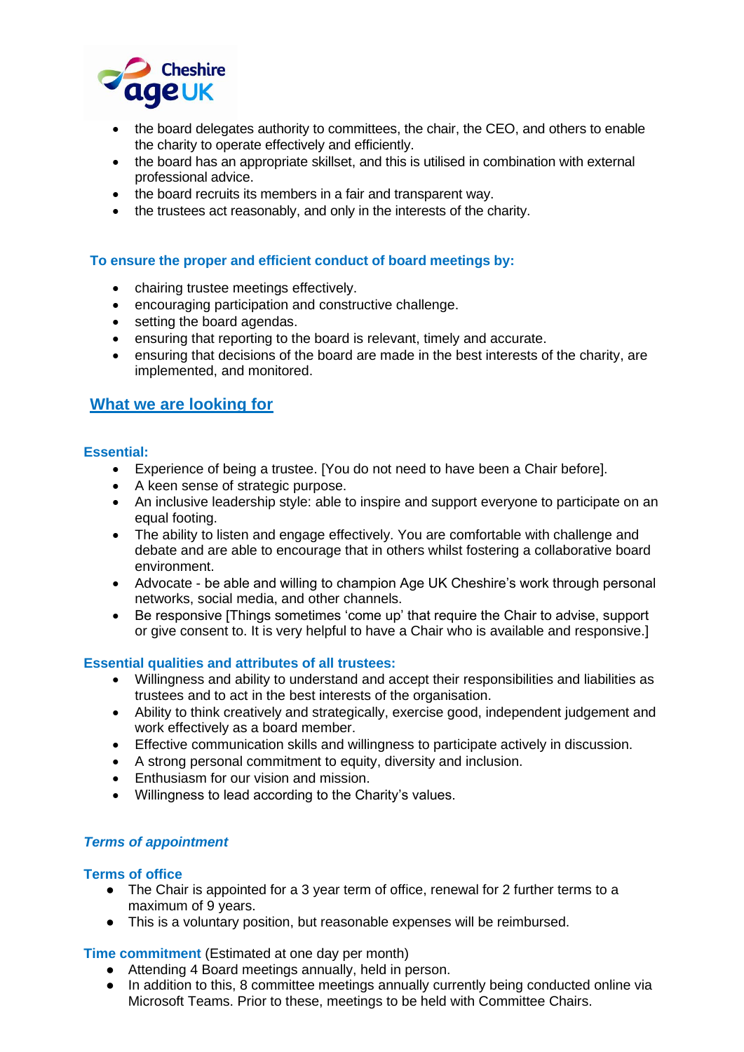- the board delegates authority to committees, the chair, the CEO, and others to enable the charity to operate effectively and efficiently.
- the board has an appropriate skillset, and this is utilised in combination with external professional advice.
- the board recruits its members in a fair and transparent way.
- the trustees act reasonably, and only in the interests of the charity.

**To ensure the proper and efficient conduct of board meetings by:**

- chairing trustee meetings effectively.
- encouraging participation and constructive challenge.
- setting the board agendas.
- ensuring that reporting to the board is relevant, timely and accurate.
- ensuring that decisions of the board are made in the best interests of the charity, are implemented, and monitored.

## What we are looking for

**Essential:**

- Experience of being a trustee. [You do not need to have been a Chair before].
- A keen sense of strategic purpose.
- An inclusive leadership style: able to inspire and support everyone to participate on an equal footing.
- The ability to listen and engage effectively. You are comfortable with challenge and debate and are able to encourage that in others whilst fostering a collaborative board environment.
- Advocate - be able and willing to champion Age UK Cheshire's work through personal networks, social media, and other channels.
- Be responsive [Things sometimes 'come up' that require the Chair to advise, support or give consent to. It is very helpful to have a Chair who is available and responsive.]

**Essential qualities and attributes of all trustees:**

- Willingness and ability to understand and accept their responsibilities and liabilities as trustees and to act in the best interests of the organisation.
- Ability to think creatively and strategically, exercise good, independent judgement and work effectively as a board member.
- Effective communication skills and willingness to participate actively in discussion.
- A strong personal commitment to equity, diversity and inclusion.
- Enthusiasm for our vision and mission.
- Willingness to lead according to the Charity's values.

***Terms of appointment***

**Terms of office**

- The Chair is appointed for a 3 year term of office, renewal for 2 further terms to a maximum of 9 years.
- This is a voluntary position, but reasonable expenses will be reimbursed.

**Time commitment** (Estimated at one day per month)

- Attending 4 Board meetings annually, held in person.
- In addition to this, 8 committee meetings annually currently being conducted online via Microsoft Teams. Prior to these, meetings to be held with Committee Chairs.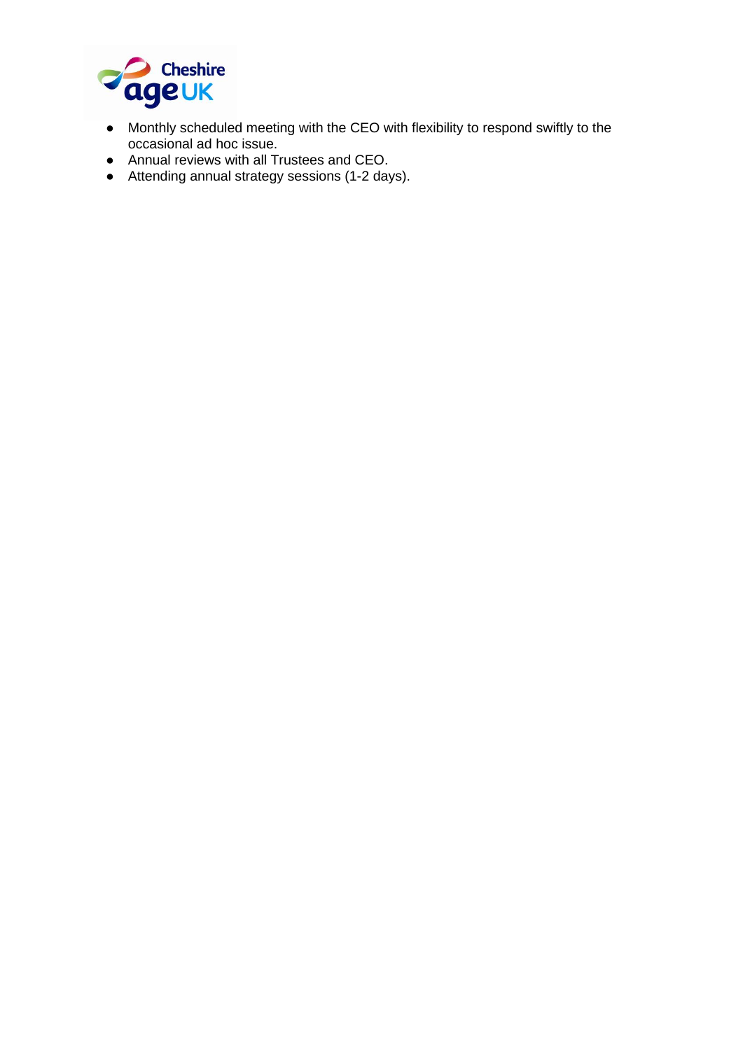- Monthly scheduled meeting with the CEO with flexibility to respond swiftly to the occasional ad hoc issue.
- Annual reviews with all Trustees and CEO.
- Attending annual strategy sessions (1-2 days).